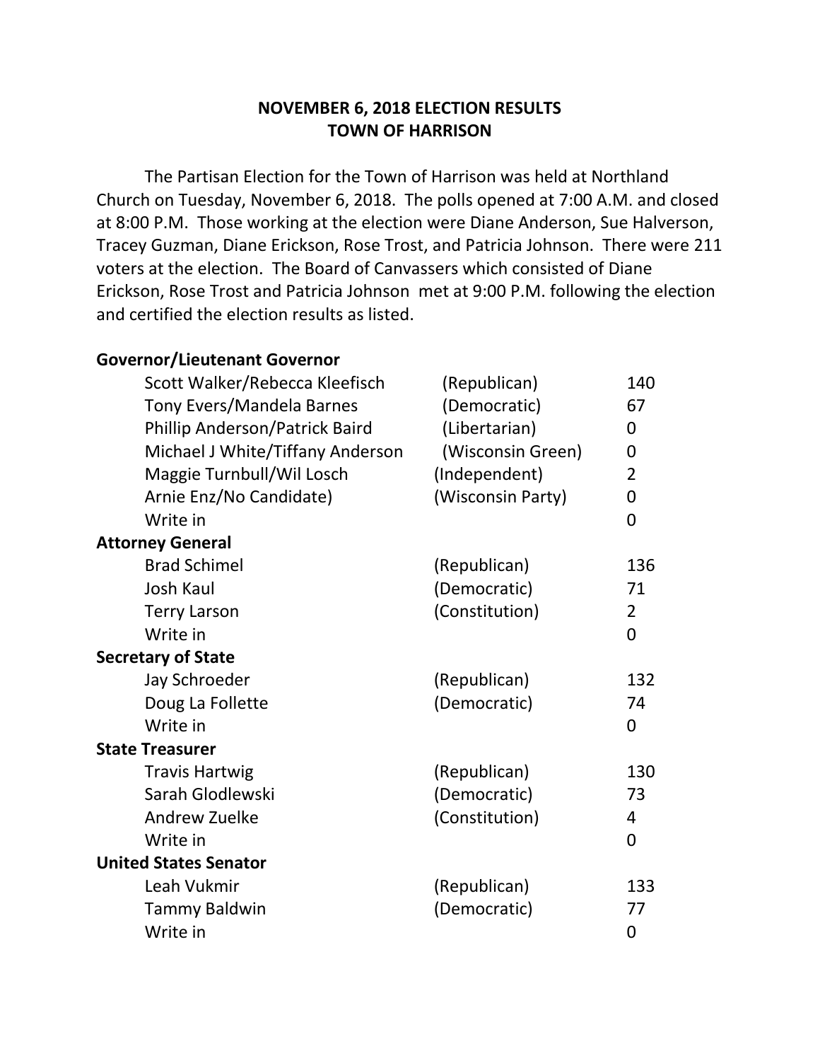# NOVEMBER 6, 2018 ELECTION RESULTS
# TOWN OF HARRISON

The Partisan Election for the Town of Harrison was held at Northland Church on Tuesday, November 6, 2018. The polls opened at 7:00 A.M. and closed at 8:00 P.M. Those working at the election were Diane Anderson, Sue Halverson, Tracey Guzman, Diane Erickson, Rose Trost, and Patricia Johnson. There were 211 voters at the election. The Board of Canvassers which consisted of Diane Erickson, Rose Trost and Patricia Johnson met at 9:00 P.M. following the election and certified the election results as listed.

| | | |
|---|---|---|
| **Governor/Lieutenant Governor** | | |
| Scott Walker/Rebecca Kleefisch | (Republican) | 140 |
| Tony Evers/Mandela Barnes | (Democratic) | 67 |
| Phillip Anderson/Patrick Baird | (Libertarian) | 0 |
| Michael J White/Tiffany Anderson | (Wisconsin Green) | 0 |
| Maggie Turnbull/Wil Losch | (Independent) | 2 |
| Arnie Enz/No Candidate) | (Wisconsin Party) | 0 |
| Write in | | 0 |
| **Attorney General** | | |
| Brad Schimel | (Republican) | 136 |
| Josh Kaul | (Democratic) | 71 |
| Terry Larson | (Constitution) | 2 |
| Write in | | 0 |
| **Secretary of State** | | |
| Jay Schroeder | (Republican) | 132 |
| Doug La Follette | (Democratic) | 74 |
| Write in | | 0 |
| **State Treasurer** | | |
| Travis Hartwig | (Republican) | 130 |
| Sarah Glodlewski | (Democratic) | 73 |
| Andrew Zuelke | (Constitution) | 4 |
| Write in | | 0 |
| **United States Senator** | | |
| Leah Vukmir | (Republican) | 133 |
| Tammy Baldwin | (Democratic) | 77 |
| Write in | | 0 |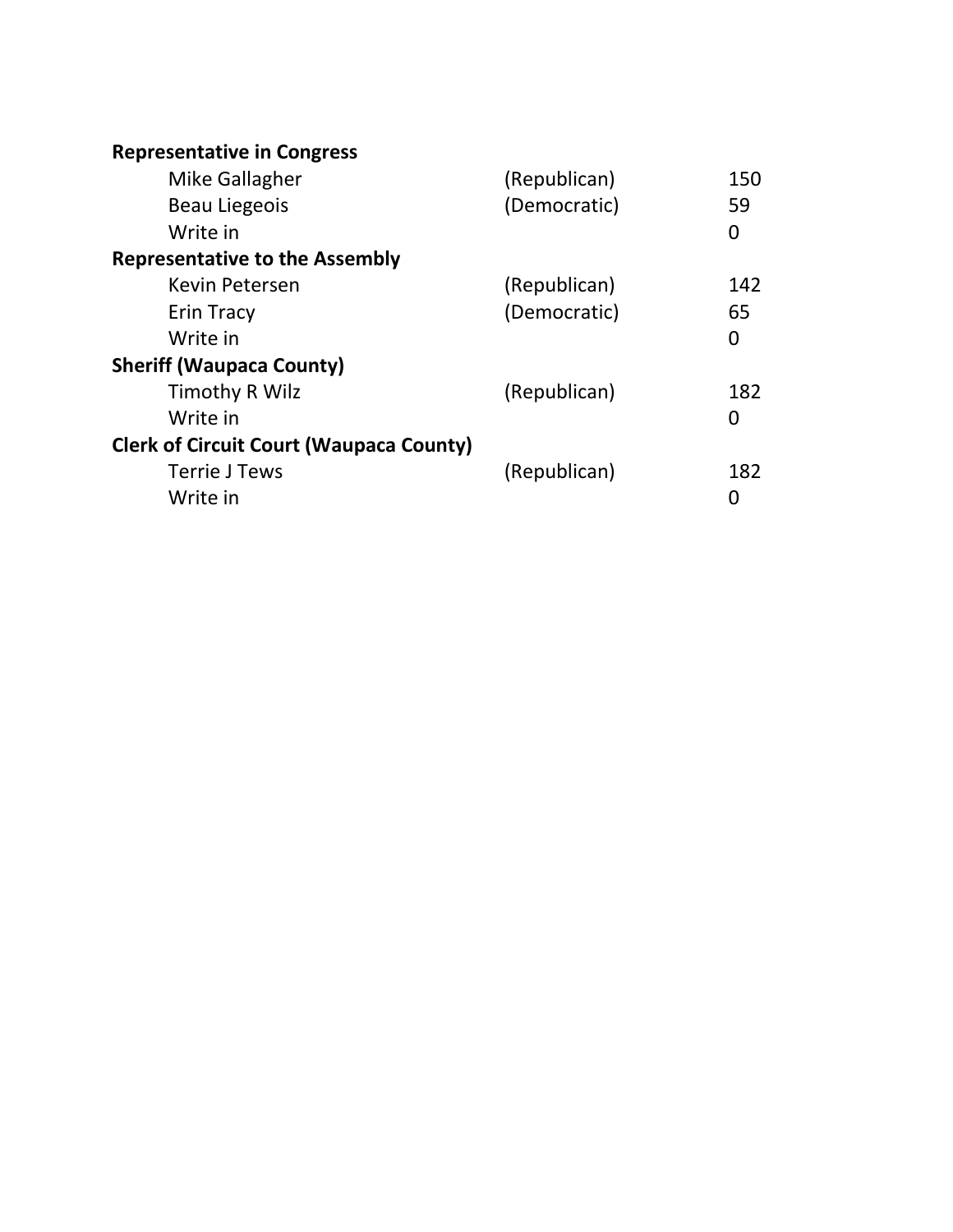| | | |
|---|---|---|
| **Representative in Congress** | | |
| Mike Gallagher | (Republican) | 150 |
| Beau Liegeois | (Democratic) | 59 |
| Write in | | 0 |
| **Representative to the Assembly** | | |
| Kevin Petersen | (Republican) | 142 |
| Erin Tracy | (Democratic) | 65 |
| Write in | | 0 |
| **Sheriff (Waupaca County)** | | |
| Timothy R Wilz | (Republican) | 182 |
| Write in | | 0 |
| **Clerk of Circuit Court (Waupaca County)** | | |
| Terrie J Tews | (Republican) | 182 |
| Write in | | 0 |